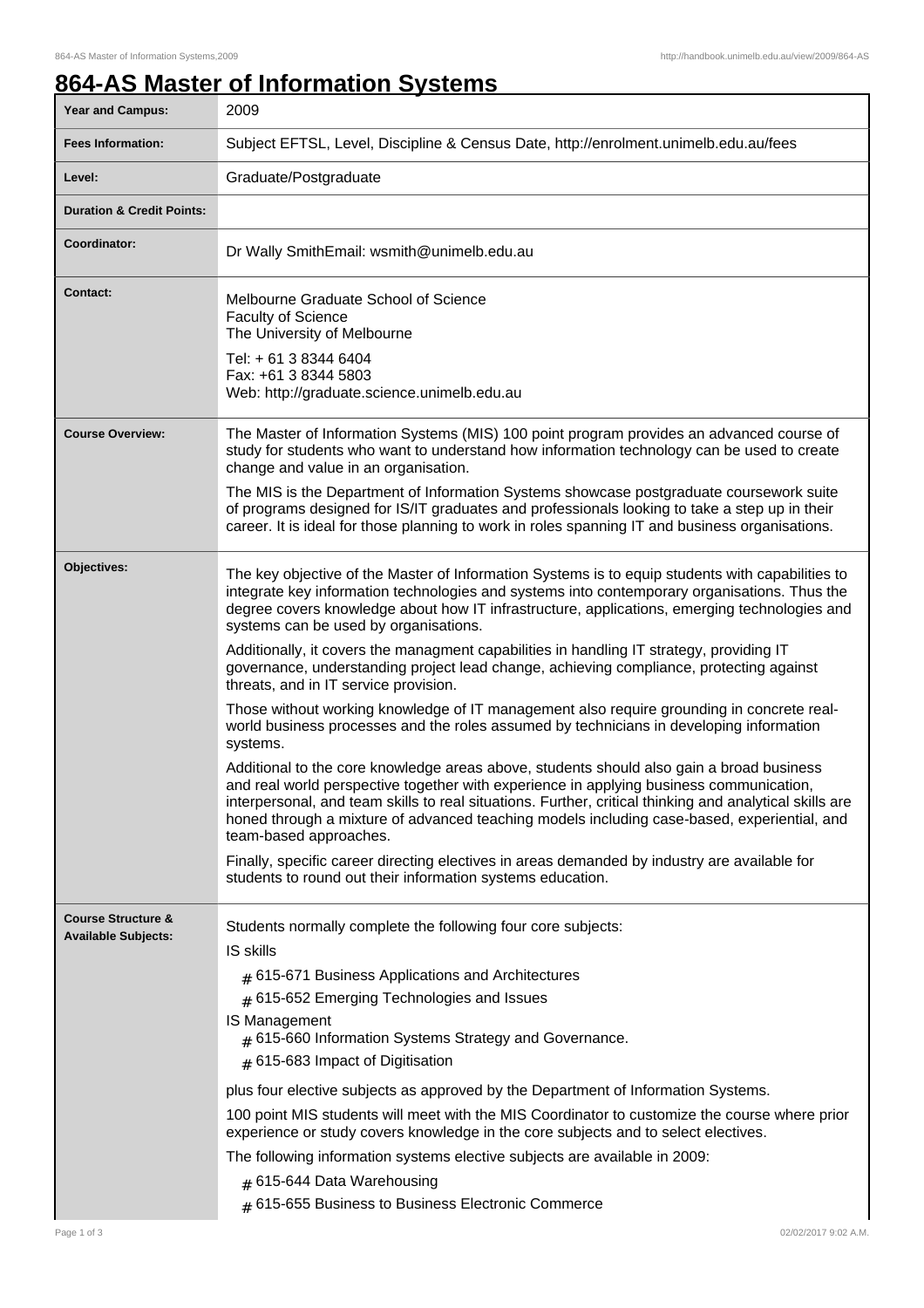# 864-AS Master of Information Systems

| | |
|---|---|
| **Year and Campus:** | 2009 |
| **Fees Information:** | Subject EFTSL, Level, Discipline & Census Date, http://enrolment.unimelb.edu.au/fees |
| **Level:** | Graduate/Postgraduate |
| **Duration & Credit Points:** | |
| **Coordinator:** | Dr Wally SmithEmail: wsmith@unimelb.edu.au |
| **Contact:** | Melbourne Graduate School of Science<br>Faculty of Science<br>The University of Melbourne<br>Tel: + 61 3 8344 6404<br>Fax: +61 3 8344 5803<br>Web: http://graduate.science.unimelb.edu.au |
| **Course Overview:** | The Master of Information Systems (MIS) 100 point program provides an advanced course of study for students who want to understand how information technology can be used to create change and value in an organisation.<br>The MIS is the Department of Information Systems showcase postgraduate coursework suite of programs designed for IS/IT graduates and professionals looking to take a step up in their career. It is ideal for those planning to work in roles spanning IT and business organisations. |
| **Objectives:** | The key objective of the Master of Information Systems is to equip students with capabilities to integrate key information technologies and systems into contemporary organisations. Thus the degree covers knowledge about how IT infrastructure, applications, emerging technologies and systems can be used by organisations.<br>Additionally, it covers the managment capabilities in handling IT strategy, providing IT governance, understanding project lead change, achieving compliance, protecting against threats, and in IT service provision.<br>Those without working knowledge of IT management also require grounding in concrete real-world business processes and the roles assumed by technicians in developing information systems.<br>Additional to the core knowledge areas above, students should also gain a broad business and real world perspective together with experience in applying business communication, interpersonal, and team skills to real situations. Further, critical thinking and analytical skills are honed through a mixture of advanced teaching models including case-based, experiential, and team-based approaches.<br>Finally, specific career directing electives in areas demanded by industry are available for students to round out their information systems education. |
| **Course Structure & Available Subjects:** | Students normally complete the following four core subjects:<br>IS skills<br># 615-671 Business Applications and Architectures<br># 615-652 Emerging Technologies and Issues<br>IS Management<br># 615-660 Information Systems Strategy and Governance.<br># 615-683 Impact of Digitisation<br>plus four elective subjects as approved by the Department of Information Systems.<br>100 point MIS students will meet with the MIS Coordinator to customize the course where prior experience or study covers knowledge in the core subjects and to select electives.<br>The following information systems elective subjects are available in 2009:<br># 615-644 Data Warehousing<br># 615-655 Business to Business Electronic Commerce |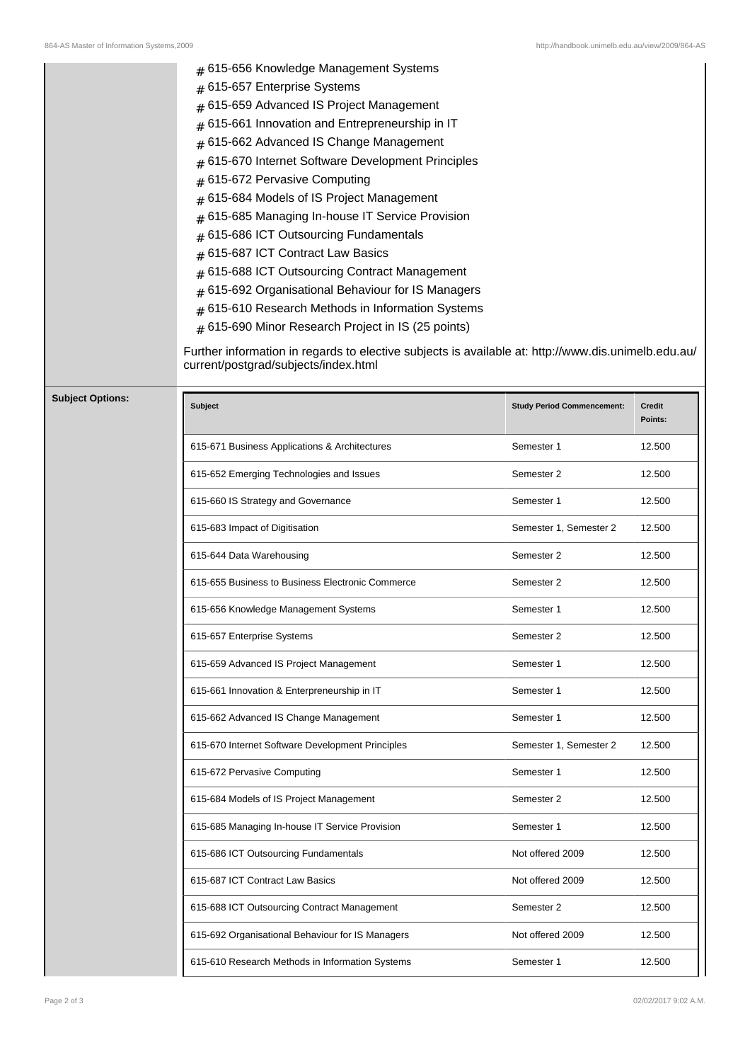- 615-656 Knowledge Management Systems
- 615-657 Enterprise Systems
- 615-659 Advanced IS Project Management
- 615-661 Innovation and Entrepreneurship in IT
- 615-662 Advanced IS Change Management
- 615-670 Internet Software Development Principles
- 615-672 Pervasive Computing
- 615-684 Models of IS Project Management
- 615-685 Managing In-house IT Service Provision
- 615-686 ICT Outsourcing Fundamentals
- 615-687 ICT Contract Law Basics
- 615-688 ICT Outsourcing Contract Management
- 615-692 Organisational Behaviour for IS Managers
- 615-610 Research Methods in Information Systems
- 615-690 Minor Research Project in IS (25 points)

Further information in regards to elective subjects is available at: http://www.dis.unimelb.edu.au/current/postgrad/subjects/index.html

**Subject Options:**

| Subject | Study Period Commencement: | Credit Points: |
|---|---|---|
| 615-671 Business Applications & Architectures | Semester 1 | 12.500 |
| 615-652 Emerging Technologies and Issues | Semester 2 | 12.500 |
| 615-660 IS Strategy and Governance | Semester 1 | 12.500 |
| 615-683 Impact of Digitisation | Semester 1, Semester 2 | 12.500 |
| 615-644 Data Warehousing | Semester 2 | 12.500 |
| 615-655 Business to Business Electronic Commerce | Semester 2 | 12.500 |
| 615-656 Knowledge Management Systems | Semester 1 | 12.500 |
| 615-657 Enterprise Systems | Semester 2 | 12.500 |
| 615-659 Advanced IS Project Management | Semester 1 | 12.500 |
| 615-661 Innovation & Entrepreneurship in IT | Semester 1 | 12.500 |
| 615-662 Advanced IS Change Management | Semester 1 | 12.500 |
| 615-670 Internet Software Development Principles | Semester 1, Semester 2 | 12.500 |
| 615-672 Pervasive Computing | Semester 1 | 12.500 |
| 615-684 Models of IS Project Management | Semester 2 | 12.500 |
| 615-685 Managing In-house IT Service Provision | Semester 1 | 12.500 |
| 615-686 ICT Outsourcing Fundamentals | Not offered 2009 | 12.500 |
| 615-687 ICT Contract Law Basics | Not offered 2009 | 12.500 |
| 615-688 ICT Outsourcing Contract Management | Semester 2 | 12.500 |
| 615-692 Organisational Behaviour for IS Managers | Not offered 2009 | 12.500 |
| 615-610 Research Methods in Information Systems | Semester 1 | 12.500 |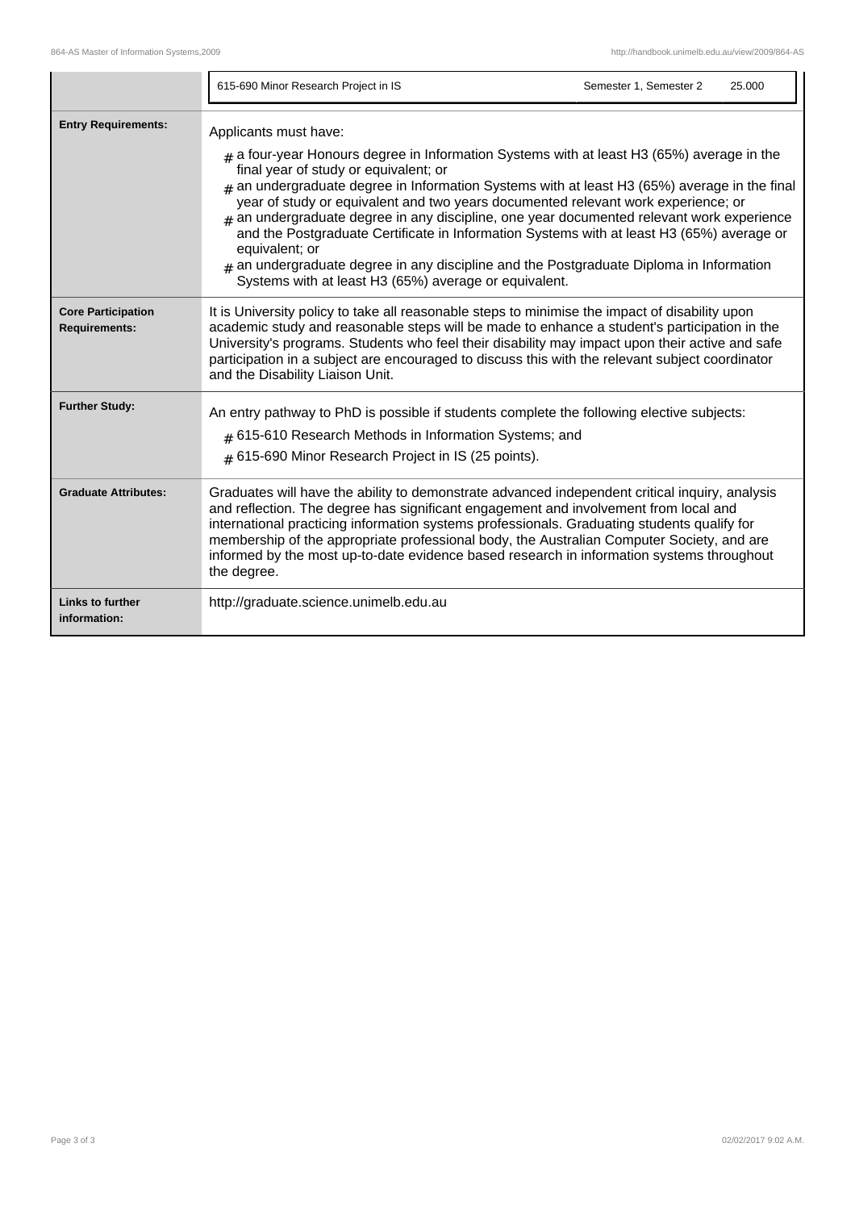| | | | |
|---|---|---|---|
| | 615-690 Minor Research Project in IS | Semester 1, Semester 2 | 25.000 |

| | |
|---|---|
| **Entry Requirements:** | Applicants must have:<br># a four-year Honours degree in Information Systems with at least H3 (65%) average in the final year of study or equivalent; or<br># an undergraduate degree in Information Systems with at least H3 (65%) average in the final year of study or equivalent and two years documented relevant work experience; or<br># an undergraduate degree in any discipline, one year documented relevant work experience and the Postgraduate Certificate in Information Systems with at least H3 (65%) average or equivalent; or<br># an undergraduate degree in any discipline and the Postgraduate Diploma in Information Systems with at least H3 (65%) average or equivalent. |
| **Core Participation Requirements:** | It is University policy to take all reasonable steps to minimise the impact of disability upon academic study and reasonable steps will be made to enhance a student's participation in the University's programs. Students who feel their disability may impact upon their active and safe participation in a subject are encouraged to discuss this with the relevant subject coordinator and the Disability Liaison Unit. |
| **Further Study:** | An entry pathway to PhD is possible if students complete the following elective subjects:<br># 615-610 Research Methods in Information Systems; and<br># 615-690 Minor Research Project in IS (25 points). |
| **Graduate Attributes:** | Graduates will have the ability to demonstrate advanced independent critical inquiry, analysis and reflection. The degree has significant engagement and involvement from local and international practicing information systems professionals. Graduating students qualify for membership of the appropriate professional body, the Australian Computer Society, and are informed by the most up-to-date evidence based research in information systems throughout the degree. |
| **Links to further information:** | http://graduate.science.unimelb.edu.au |